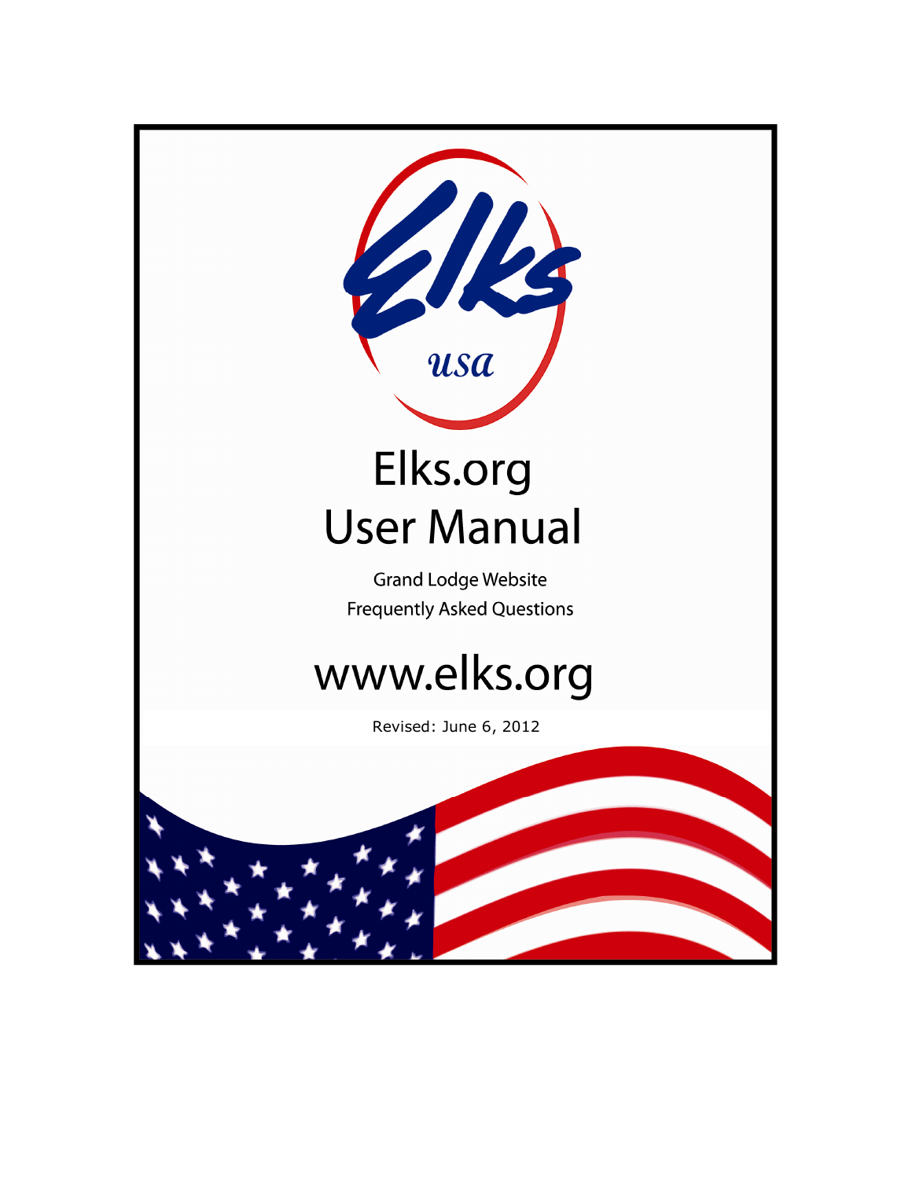Elks
usa

# Elks.org User Manual

Grand Lodge Website

Frequently Asked Questions

## www.elks.org

Revised: June 6, 2012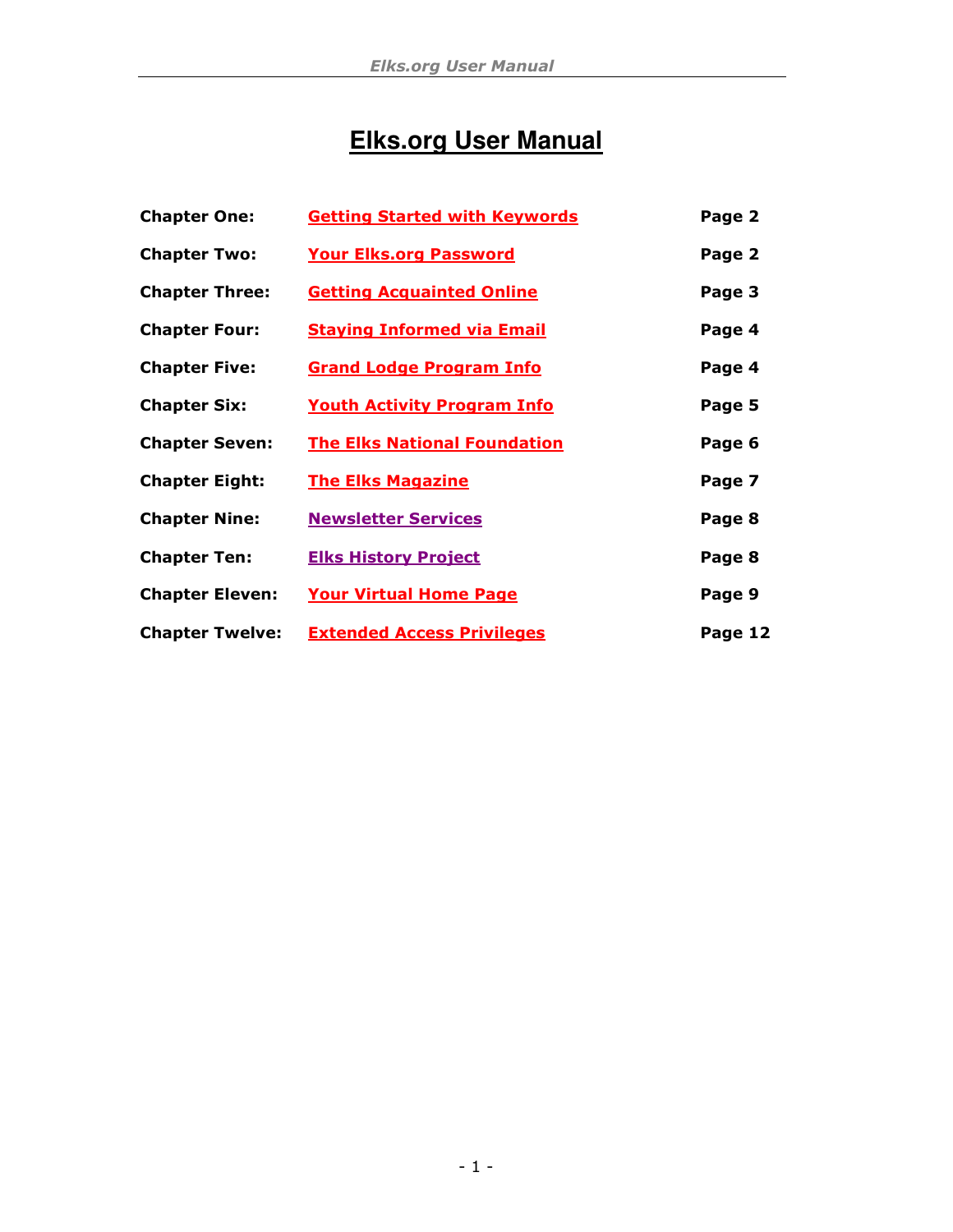# Elks.org User Manual

| | | |
|---|---|---|
| **Chapter One:** | **Getting Started with Keywords** | **Page 2** |
| **Chapter Two:** | **Your Elks.org Password** | **Page 2** |
| **Chapter Three:** | **Getting Acquainted Online** | **Page 3** |
| **Chapter Four:** | **Staying Informed via Email** | **Page 4** |
| **Chapter Five:** | **Grand Lodge Program Info** | **Page 4** |
| **Chapter Six:** | **Youth Activity Program Info** | **Page 5** |
| **Chapter Seven:** | **The Elks National Foundation** | **Page 6** |
| **Chapter Eight:** | **The Elks Magazine** | **Page 7** |
| **Chapter Nine:** | **Newsletter Services** | **Page 8** |
| **Chapter Ten:** | **Elks History Project** | **Page 8** |
| **Chapter Eleven:** | **Your Virtual Home Page** | **Page 9** |
| **Chapter Twelve:** | **Extended Access Privileges** | **Page 12** |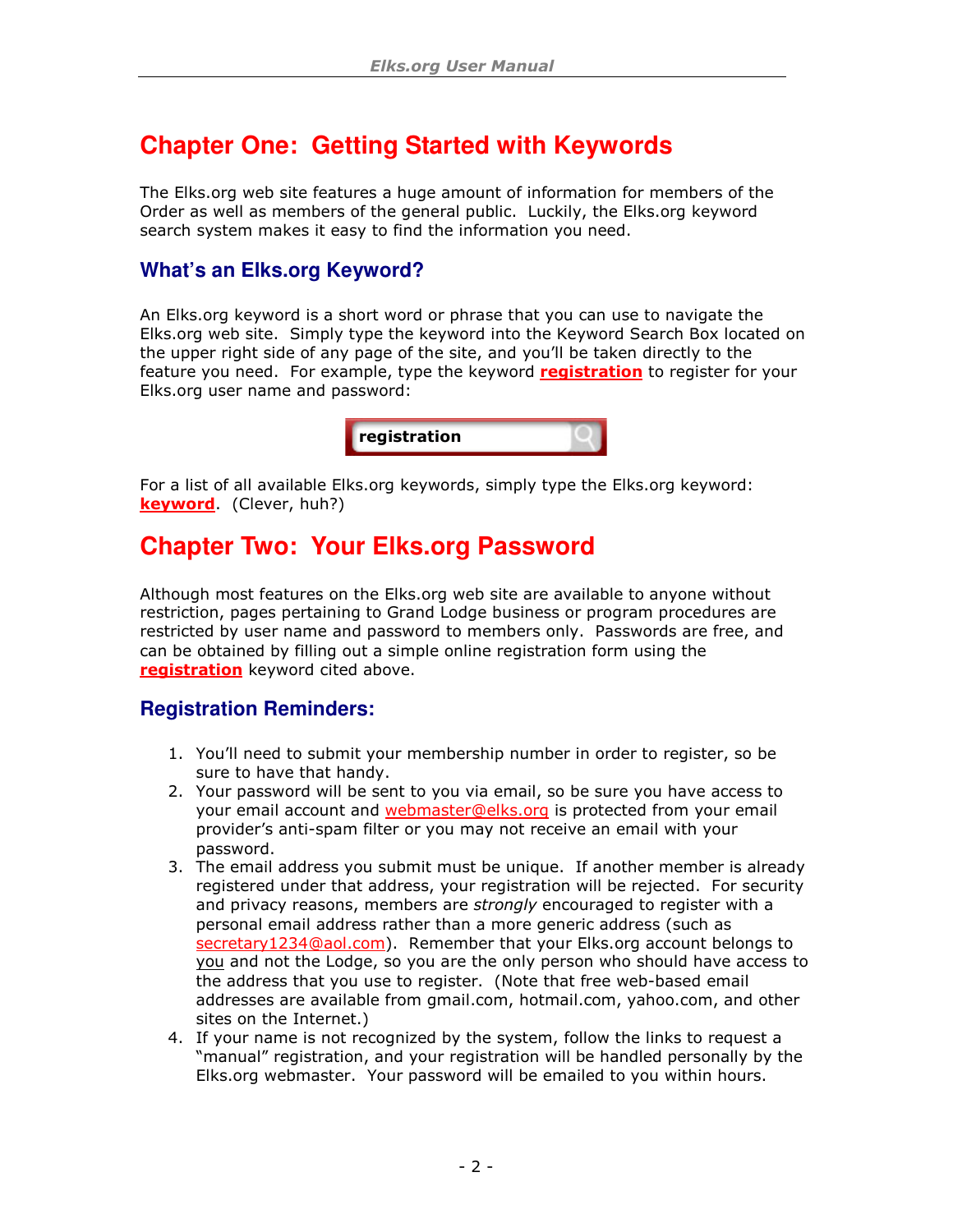# Chapter One: Getting Started with Keywords

The Elks.org web site features a huge amount of information for members of the Order as well as members of the general public. Luckily, the Elks.org keyword search system makes it easy to find the information you need.

## What's an Elks.org Keyword?

An Elks.org keyword is a short word or phrase that you can use to navigate the Elks.org web site. Simply type the keyword into the Keyword Search Box located on the upper right side of any page of the site, and you'll be taken directly to the feature you need. For example, type the keyword **registration** to register for your Elks.org user name and password:

**registration**

For a list of all available Elks.org keywords, simply type the Elks.org keyword: **keyword**. (Clever, huh?)

# Chapter Two: Your Elks.org Password

Although most features on the Elks.org web site are available to anyone without restriction, pages pertaining to Grand Lodge business or program procedures are restricted by user name and password to members only. Passwords are free, and can be obtained by filling out a simple online registration form using the **registration** keyword cited above.

## Registration Reminders:

1. You'll need to submit your membership number in order to register, so be sure to have that handy.
2. Your password will be sent to you via email, so be sure you have access to your email account and webmaster@elks.org is protected from your email provider's anti-spam filter or you may not receive an email with your password.
3. The email address you submit must be unique. If another member is already registered under that address, your registration will be rejected. For security and privacy reasons, members are *strongly* encouraged to register with a personal email address rather than a more generic address (such as secretary1234@aol.com). Remember that your Elks.org account belongs to you and not the Lodge, so you are the only person who should have access to the address that you use to register. (Note that free web-based email addresses are available from gmail.com, hotmail.com, yahoo.com, and other sites on the Internet.)
4. If your name is not recognized by the system, follow the links to request a "manual" registration, and your registration will be handled personally by the Elks.org webmaster. Your password will be emailed to you within hours.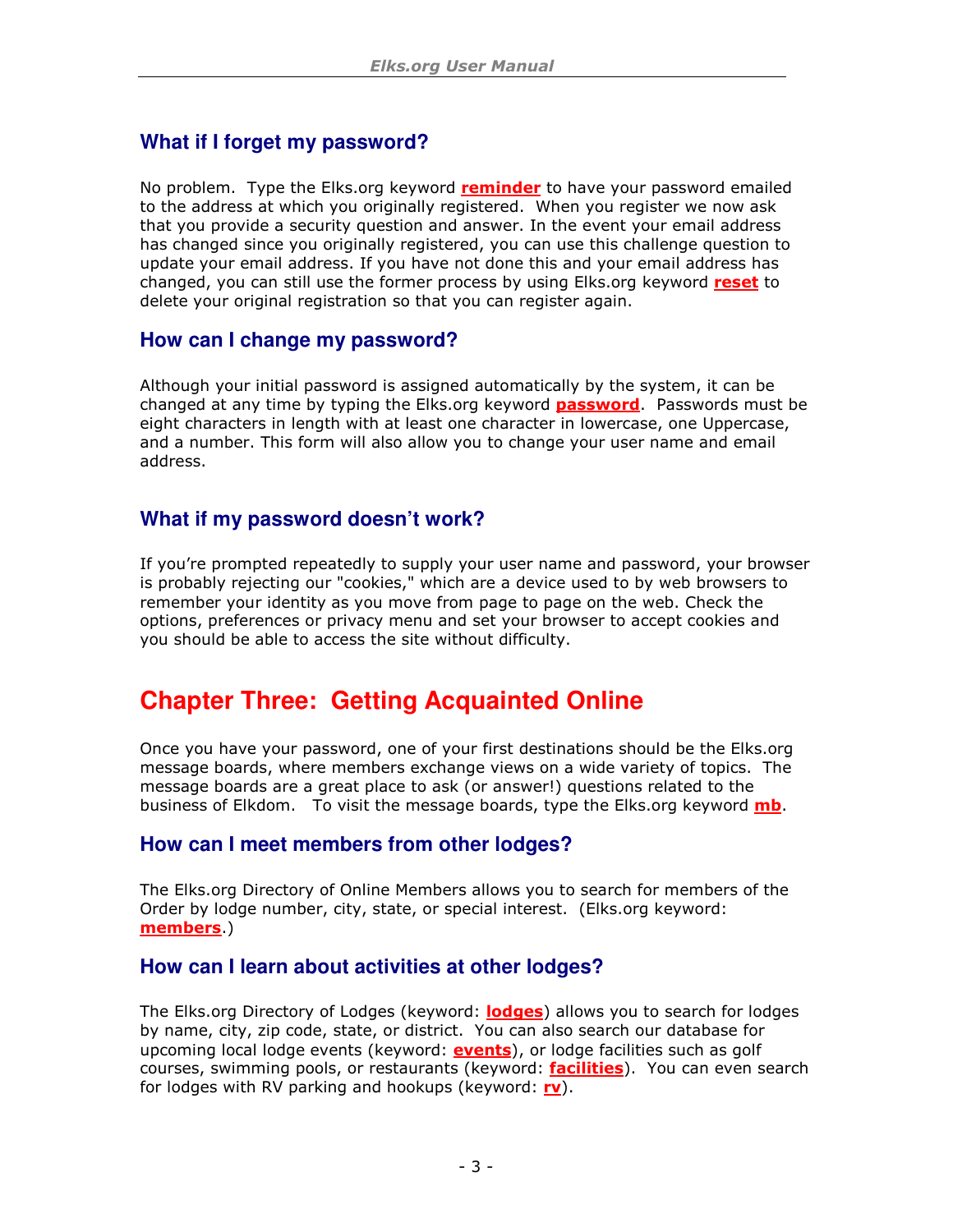### What if I forget my password?

No problem. Type the Elks.org keyword **reminder** to have your password emailed to the address at which you originally registered. When you register we now ask that you provide a security question and answer. In the event your email address has changed since you originally registered, you can use this challenge question to update your email address. If you have not done this and your email address has changed, you can still use the former process by using Elks.org keyword **reset** to delete your original registration so that you can register again.

### How can I change my password?

Although your initial password is assigned automatically by the system, it can be changed at any time by typing the Elks.org keyword **password**. Passwords must be eight characters in length with at least one character in lowercase, one Uppercase, and a number. This form will also allow you to change your user name and email address.

### What if my password doesn't work?

If you're prompted repeatedly to supply your user name and password, your browser is probably rejecting our "cookies," which are a device used to by web browsers to remember your identity as you move from page to page on the web. Check the options, preferences or privacy menu and set your browser to accept cookies and you should be able to access the site without difficulty.

## Chapter Three: Getting Acquainted Online

Once you have your password, one of your first destinations should be the Elks.org message boards, where members exchange views on a wide variety of topics. The message boards are a great place to ask (or answer!) questions related to the business of Elkdom. To visit the message boards, type the Elks.org keyword **mb**.

### How can I meet members from other lodges?

The Elks.org Directory of Online Members allows you to search for members of the Order by lodge number, city, state, or special interest. (Elks.org keyword: **members**.)

### How can I learn about activities at other lodges?

The Elks.org Directory of Lodges (keyword: **lodges**) allows you to search for lodges by name, city, zip code, state, or district. You can also search our database for upcoming local lodge events (keyword: **events**), or lodge facilities such as golf courses, swimming pools, or restaurants (keyword: **facilities**). You can even search for lodges with RV parking and hookups (keyword: **rv**).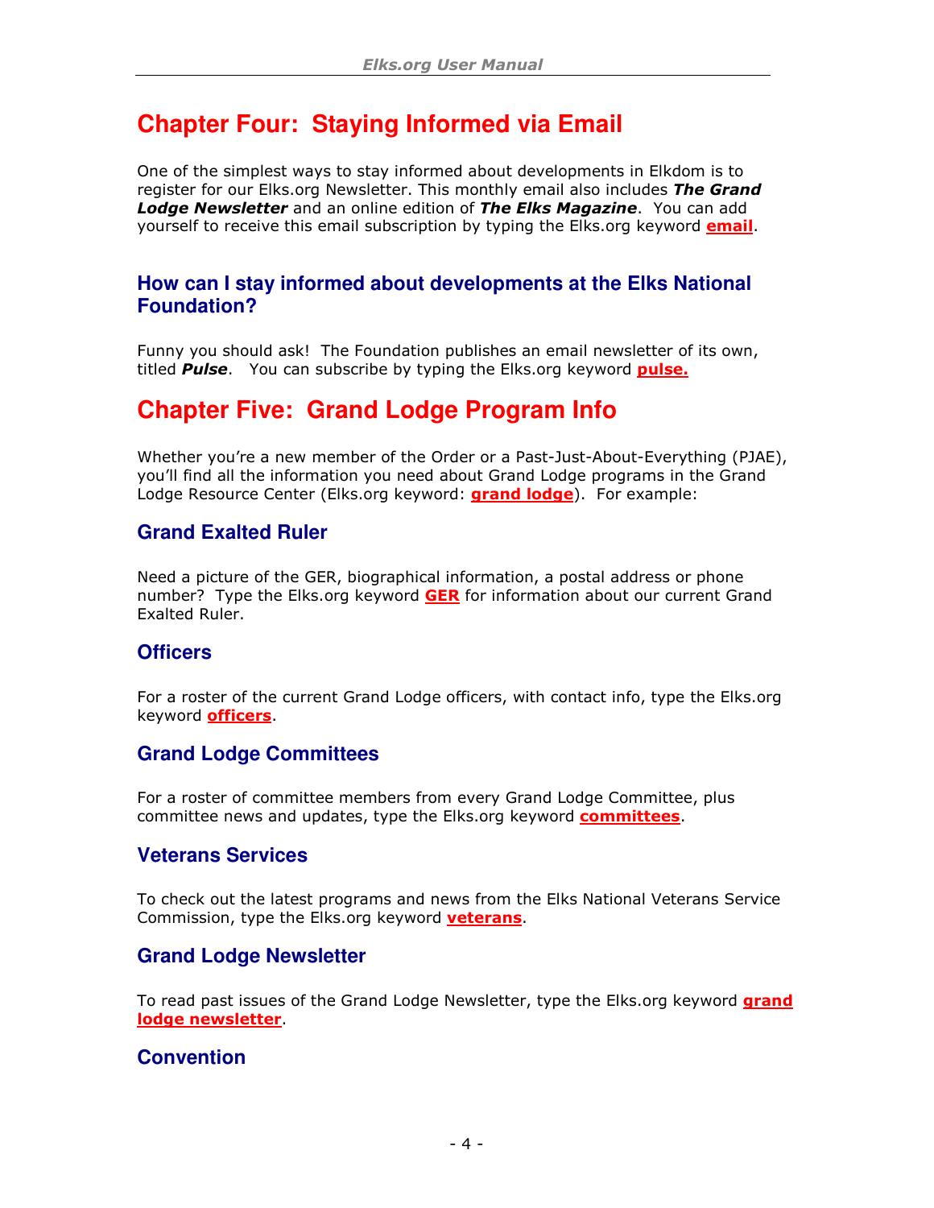# Chapter Four: Staying Informed via Email

One of the simplest ways to stay informed about developments in Elkdom is to register for our Elks.org Newsletter. This monthly email also includes ***The Grand Lodge Newsletter*** and an online edition of ***The Elks Magazine***. You can add yourself to receive this email subscription by typing the Elks.org keyword **email**.

### How can I stay informed about developments at the Elks National Foundation?

Funny you should ask! The Foundation publishes an email newsletter of its own, titled ***Pulse***. You can subscribe by typing the Elks.org keyword **pulse.**

# Chapter Five: Grand Lodge Program Info

Whether you're a new member of the Order or a Past-Just-About-Everything (PJAE), you'll find all the information you need about Grand Lodge programs in the Grand Lodge Resource Center (Elks.org keyword: **grand lodge**). For example:

### Grand Exalted Ruler

Need a picture of the GER, biographical information, a postal address or phone number? Type the Elks.org keyword **GER** for information about our current Grand Exalted Ruler.

### Officers

For a roster of the current Grand Lodge officers, with contact info, type the Elks.org keyword **officers**.

### Grand Lodge Committees

For a roster of committee members from every Grand Lodge Committee, plus committee news and updates, type the Elks.org keyword **committees**.

### Veterans Services

To check out the latest programs and news from the Elks National Veterans Service Commission, type the Elks.org keyword **veterans**.

### Grand Lodge Newsletter

To read past issues of the Grand Lodge Newsletter, type the Elks.org keyword **grand lodge newsletter**.

### Convention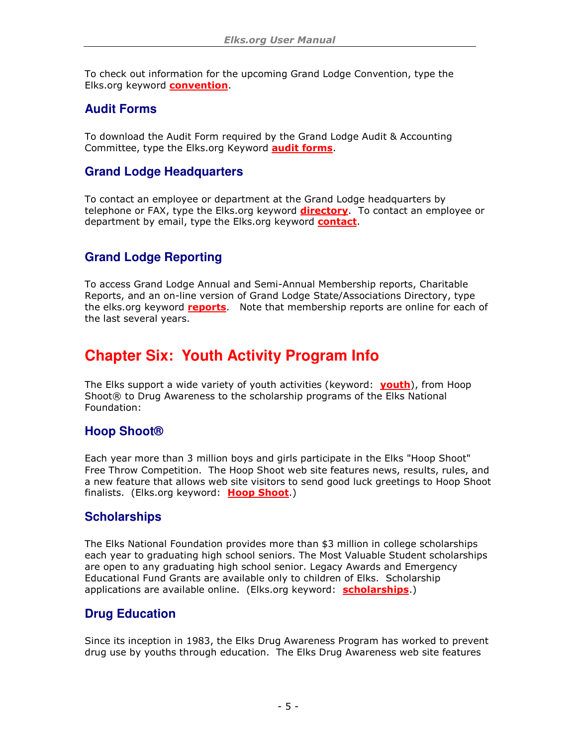To check out information for the upcoming Grand Lodge Convention, type the Elks.org keyword **convention**.

### Audit Forms

To download the Audit Form required by the Grand Lodge Audit & Accounting Committee, type the Elks.org Keyword **audit forms**.

### Grand Lodge Headquarters

To contact an employee or department at the Grand Lodge headquarters by telephone or FAX, type the Elks.org keyword **directory**. To contact an employee or department by email, type the Elks.org keyword **contact**.

### Grand Lodge Reporting

To access Grand Lodge Annual and Semi-Annual Membership reports, Charitable Reports, and an on-line version of Grand Lodge State/Associations Directory, type the elks.org keyword **reports**. Note that membership reports are online for each of the last several years.

## Chapter Six: Youth Activity Program Info

The Elks support a wide variety of youth activities (keyword: **youth**), from Hoop Shoot® to Drug Awareness to the scholarship programs of the Elks National Foundation:

### Hoop Shoot®

Each year more than 3 million boys and girls participate in the Elks "Hoop Shoot" Free Throw Competition. The Hoop Shoot web site features news, results, rules, and a new feature that allows web site visitors to send good luck greetings to Hoop Shoot finalists. (Elks.org keyword: **Hoop Shoot**.)

### Scholarships

The Elks National Foundation provides more than $3 million in college scholarships each year to graduating high school seniors. The Most Valuable Student scholarships are open to any graduating high school senior. Legacy Awards and Emergency Educational Fund Grants are available only to children of Elks. Scholarship applications are available online. (Elks.org keyword: **scholarships**.)

### Drug Education

Since its inception in 1983, the Elks Drug Awareness Program has worked to prevent drug use by youths through education. The Elks Drug Awareness web site features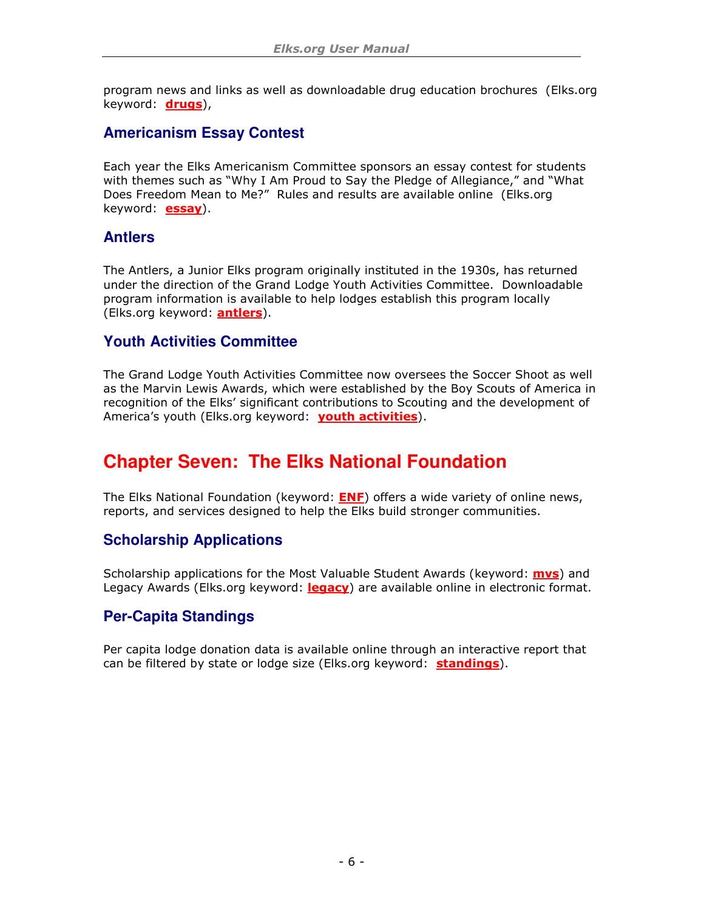program news and links as well as downloadable drug education brochures (Elks.org keyword: **drugs**),

### Americanism Essay Contest

Each year the Elks Americanism Committee sponsors an essay contest for students with themes such as "Why I Am Proud to Say the Pledge of Allegiance," and "What Does Freedom Mean to Me?" Rules and results are available online (Elks.org keyword: **essay**).

### Antlers

The Antlers, a Junior Elks program originally instituted in the 1930s, has returned under the direction of the Grand Lodge Youth Activities Committee. Downloadable program information is available to help lodges establish this program locally (Elks.org keyword: **antlers**).

### Youth Activities Committee

The Grand Lodge Youth Activities Committee now oversees the Soccer Shoot as well as the Marvin Lewis Awards, which were established by the Boy Scouts of America in recognition of the Elks' significant contributions to Scouting and the development of America's youth (Elks.org keyword: **youth activities**).

## Chapter Seven: The Elks National Foundation

The Elks National Foundation (keyword: **ENF**) offers a wide variety of online news, reports, and services designed to help the Elks build stronger communities.

### Scholarship Applications

Scholarship applications for the Most Valuable Student Awards (keyword: **mvs**) and Legacy Awards (Elks.org keyword: **legacy**) are available online in electronic format.

### Per-Capita Standings

Per capita lodge donation data is available online through an interactive report that can be filtered by state or lodge size (Elks.org keyword: **standings**).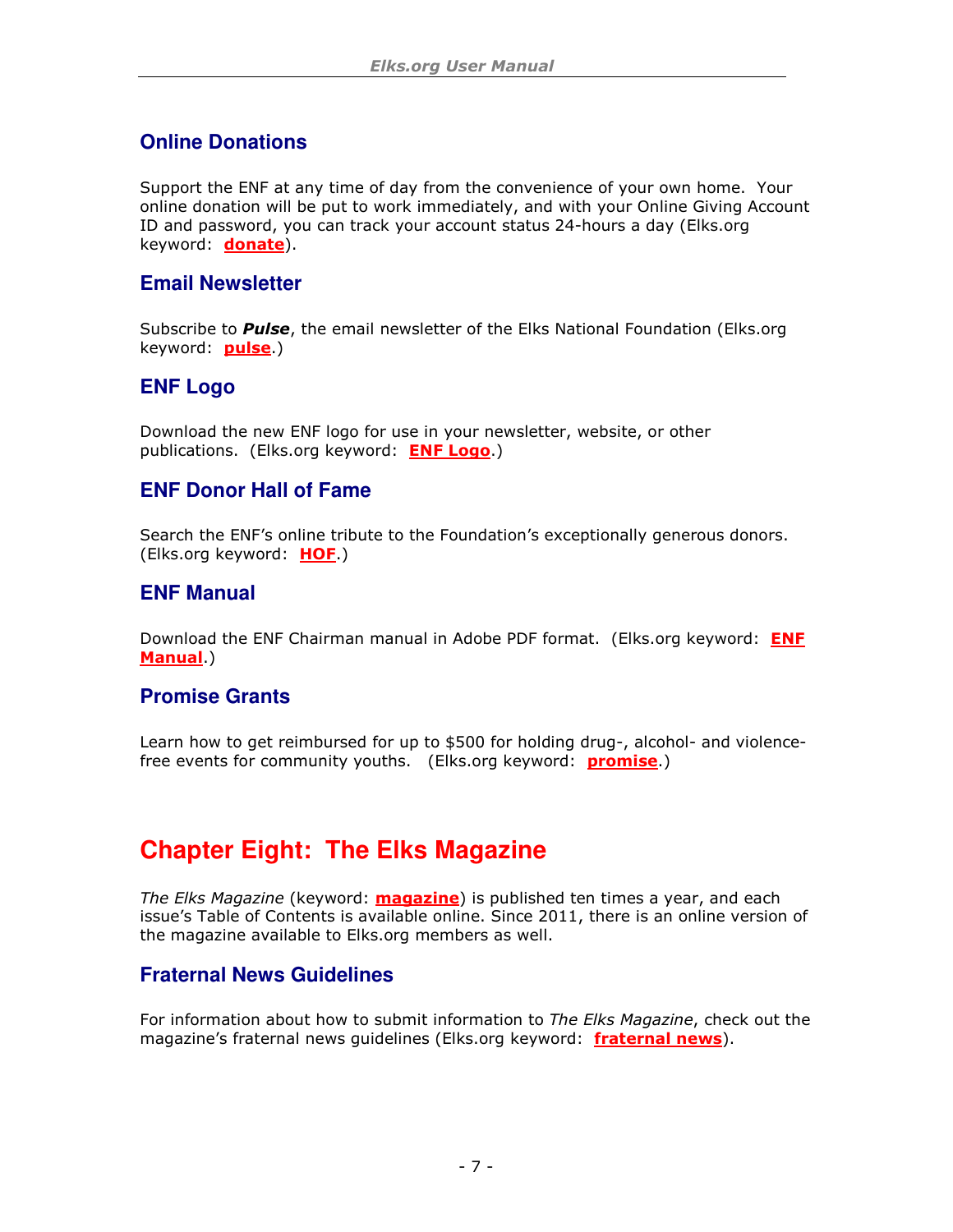### Online Donations

Support the ENF at any time of day from the convenience of your own home. Your online donation will be put to work immediately, and with your Online Giving Account ID and password, you can track your account status 24-hours a day (Elks.org keyword: **donate**).

### Email Newsletter

Subscribe to ***Pulse***, the email newsletter of the Elks National Foundation (Elks.org keyword: **pulse**.)

### ENF Logo

Download the new ENF logo for use in your newsletter, website, or other publications. (Elks.org keyword: **ENF Logo**.)

### ENF Donor Hall of Fame

Search the ENF's online tribute to the Foundation's exceptionally generous donors. (Elks.org keyword: **HOF**.)

### ENF Manual

Download the ENF Chairman manual in Adobe PDF format. (Elks.org keyword: **ENF Manual**.)

### Promise Grants

Learn how to get reimbursed for up to $500 for holding drug-, alcohol- and violence-free events for community youths. (Elks.org keyword: **promise**.)

## Chapter Eight: The Elks Magazine

*The Elks Magazine* (keyword: **magazine**) is published ten times a year, and each issue's Table of Contents is available online. Since 2011, there is an online version of the magazine available to Elks.org members as well.

### Fraternal News Guidelines

For information about how to submit information to *The Elks Magazine*, check out the magazine's fraternal news guidelines (Elks.org keyword: **fraternal news**).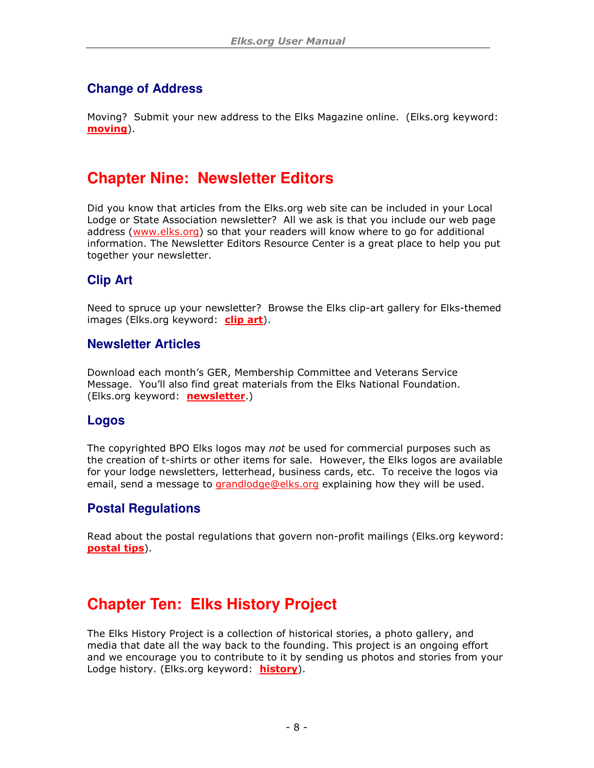### Change of Address

Moving? Submit your new address to the Elks Magazine online. (Elks.org keyword: **moving**).

## Chapter Nine: Newsletter Editors

Did you know that articles from the Elks.org web site can be included in your Local Lodge or State Association newsletter? All we ask is that you include our web page address (www.elks.org) so that your readers will know where to go for additional information. The Newsletter Editors Resource Center is a great place to help you put together your newsletter.

### Clip Art

Need to spruce up your newsletter? Browse the Elks clip-art gallery for Elks-themed images (Elks.org keyword: **clip art**).

### Newsletter Articles

Download each month's GER, Membership Committee and Veterans Service Message. You'll also find great materials from the Elks National Foundation. (Elks.org keyword: **newsletter**.)

### Logos

The copyrighted BPO Elks logos may *not* be used for commercial purposes such as the creation of t-shirts or other items for sale. However, the Elks logos are available for your lodge newsletters, letterhead, business cards, etc. To receive the logos via email, send a message to grandlodge@elks.org explaining how they will be used.

### Postal Regulations

Read about the postal regulations that govern non-profit mailings (Elks.org keyword: **postal tips**).

## Chapter Ten: Elks History Project

The Elks History Project is a collection of historical stories, a photo gallery, and media that date all the way back to the founding. This project is an ongoing effort and we encourage you to contribute to it by sending us photos and stories from your Lodge history. (Elks.org keyword: **history**).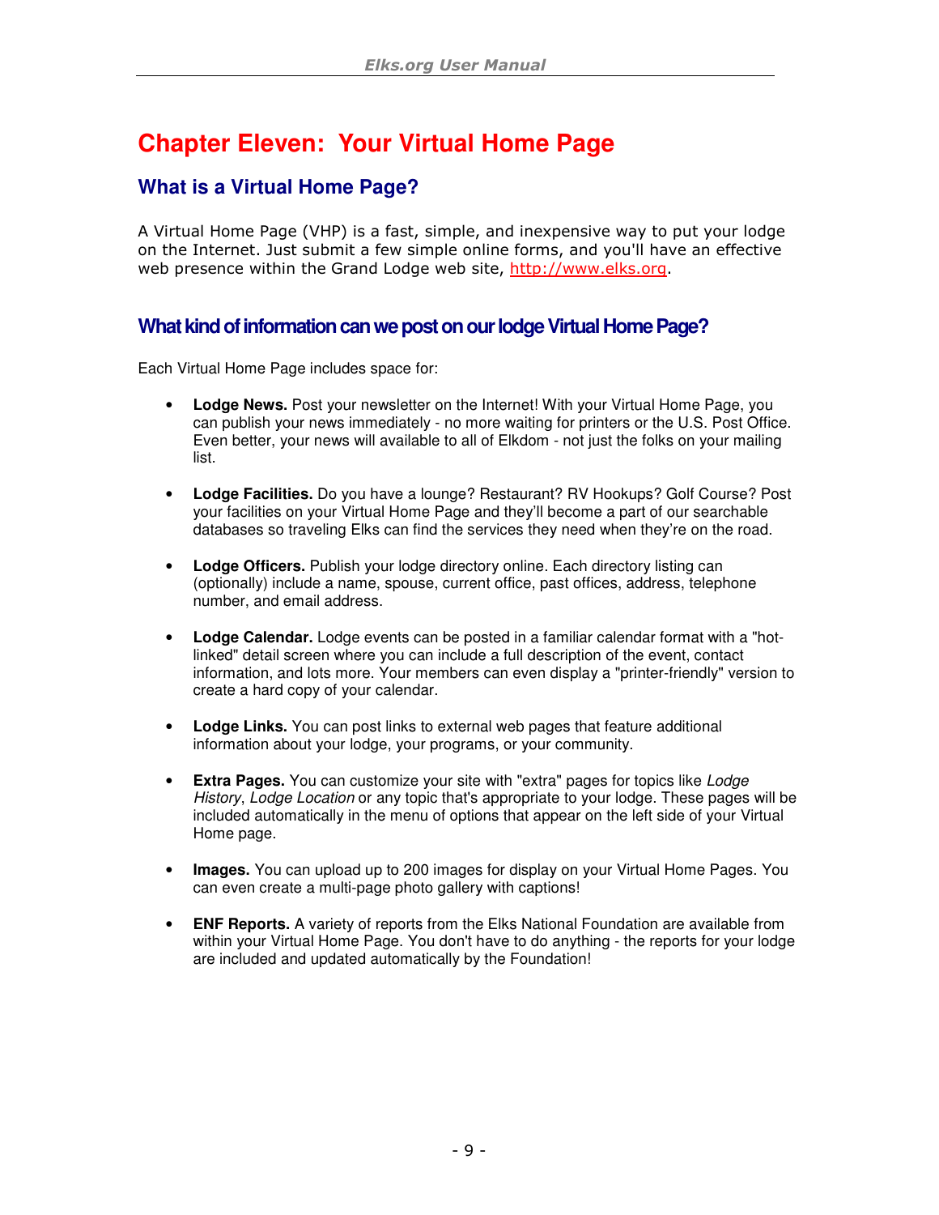# Chapter Eleven: Your Virtual Home Page

## What is a Virtual Home Page?

A Virtual Home Page (VHP) is a fast, simple, and inexpensive way to put your lodge on the Internet. Just submit a few simple online forms, and you'll have an effective web presence within the Grand Lodge web site, http://www.elks.org.

## What kind of information can we post on our lodge Virtual Home Page?

Each Virtual Home Page includes space for:

- **Lodge News.** Post your newsletter on the Internet! With your Virtual Home Page, you can publish your news immediately - no more waiting for printers or the U.S. Post Office. Even better, your news will available to all of Elkdom - not just the folks on your mailing list.

- **Lodge Facilities.** Do you have a lounge? Restaurant? RV Hookups? Golf Course? Post your facilities on your Virtual Home Page and they'll become a part of our searchable databases so traveling Elks can find the services they need when they're on the road.

- **Lodge Officers.** Publish your lodge directory online. Each directory listing can (optionally) include a name, spouse, current office, past offices, address, telephone number, and email address.

- **Lodge Calendar.** Lodge events can be posted in a familiar calendar format with a "hot-linked" detail screen where you can include a full description of the event, contact information, and lots more. Your members can even display a "printer-friendly" version to create a hard copy of your calendar.

- **Lodge Links.** You can post links to external web pages that feature additional information about your lodge, your programs, or your community.

- **Extra Pages.** You can customize your site with "extra" pages for topics like *Lodge History*, *Lodge Location* or any topic that's appropriate to your lodge. These pages will be included automatically in the menu of options that appear on the left side of your Virtual Home page.

- **Images.** You can upload up to 200 images for display on your Virtual Home Pages. You can even create a multi-page photo gallery with captions!

- **ENF Reports.** A variety of reports from the Elks National Foundation are available from within your Virtual Home Page. You don't have to do anything - the reports for your lodge are included and updated automatically by the Foundation!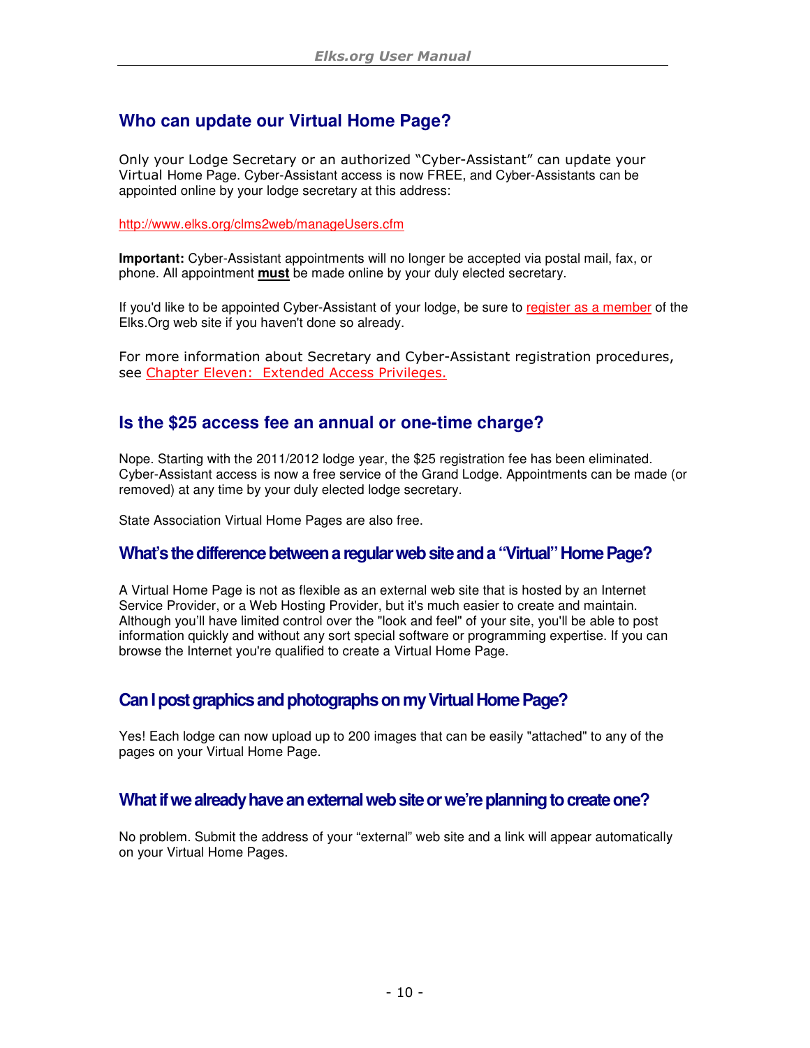## Who can update our Virtual Home Page?

Only your Lodge Secretary or an authorized "Cyber-Assistant" can update your Virtual Home Page. Cyber-Assistant access is now FREE, and Cyber-Assistants can be appointed online by your lodge secretary at this address:

http://www.elks.org/clms2web/manageUsers.cfm

**Important:** Cyber-Assistant appointments will no longer be accepted via postal mail, fax, or phone. All appointment **must** be made online by your duly elected secretary.

If you'd like to be appointed Cyber-Assistant of your lodge, be sure to register as a member of the Elks.Org web site if you haven't done so already.

For more information about Secretary and Cyber-Assistant registration procedures, see Chapter Eleven: Extended Access Privileges.

## Is the $25 access fee an annual or one-time charge?

Nope. Starting with the 2011/2012 lodge year, the $25 registration fee has been eliminated. Cyber-Assistant access is now a free service of the Grand Lodge. Appointments can be made (or removed) at any time by your duly elected lodge secretary.

State Association Virtual Home Pages are also free.

## What's the difference between a regular web site and a "Virtual" Home Page?

A Virtual Home Page is not as flexible as an external web site that is hosted by an Internet Service Provider, or a Web Hosting Provider, but it's much easier to create and maintain. Although you'll have limited control over the "look and feel" of your site, you'll be able to post information quickly and without any sort special software or programming expertise. If you can browse the Internet you're qualified to create a Virtual Home Page.

## Can I post graphics and photographs on my Virtual Home Page?

Yes! Each lodge can now upload up to 200 images that can be easily "attached" to any of the pages on your Virtual Home Page.

## What if we already have an external web site or we're planning to create one?

No problem. Submit the address of your "external" web site and a link will appear automatically on your Virtual Home Pages.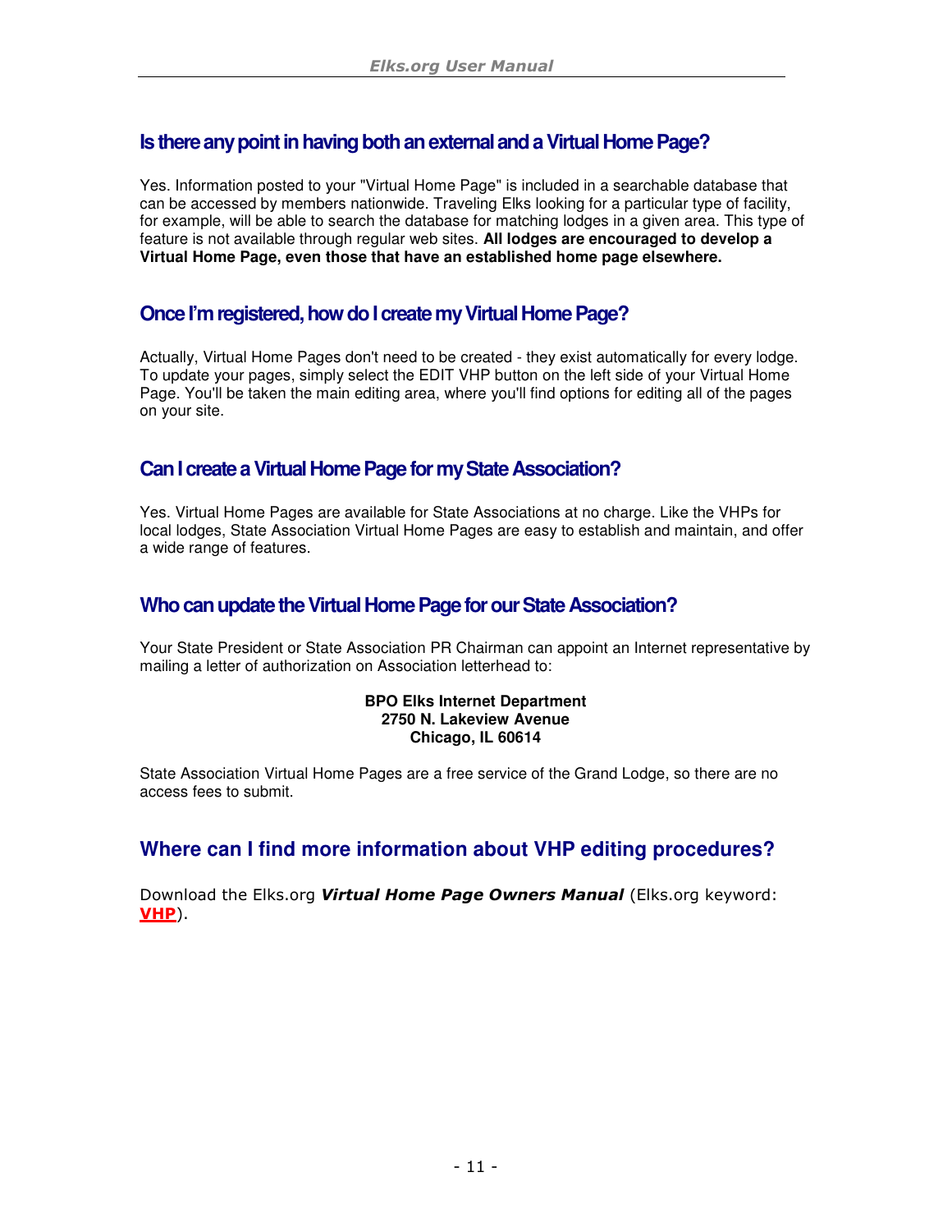## Is there any point in having both an external and a Virtual Home Page?

Yes. Information posted to your "Virtual Home Page" is included in a searchable database that can be accessed by members nationwide. Traveling Elks looking for a particular type of facility, for example, will be able to search the database for matching lodges in a given area. This type of feature is not available through regular web sites. **All lodges are encouraged to develop a Virtual Home Page, even those that have an established home page elsewhere.**

## Once I'm registered, how do I create my Virtual Home Page?

Actually, Virtual Home Pages don't need to be created - they exist automatically for every lodge. To update your pages, simply select the EDIT VHP button on the left side of your Virtual Home Page. You'll be taken the main editing area, where you'll find options for editing all of the pages on your site.

## Can I create a Virtual Home Page for my State Association?

Yes. Virtual Home Pages are available for State Associations at no charge. Like the VHPs for local lodges, State Association Virtual Home Pages are easy to establish and maintain, and offer a wide range of features.

## Who can update the Virtual Home Page for our State Association?

Your State President or State Association PR Chairman can appoint an Internet representative by mailing a letter of authorization on Association letterhead to:

**BPO Elks Internet Department**
**2750 N. Lakeview Avenue**
**Chicago, IL 60614**

State Association Virtual Home Pages are a free service of the Grand Lodge, so there are no access fees to submit.

## Where can I find more information about VHP editing procedures?

Download the Elks.org ***Virtual Home Page Owners Manual*** (Elks.org keyword: **VHP**).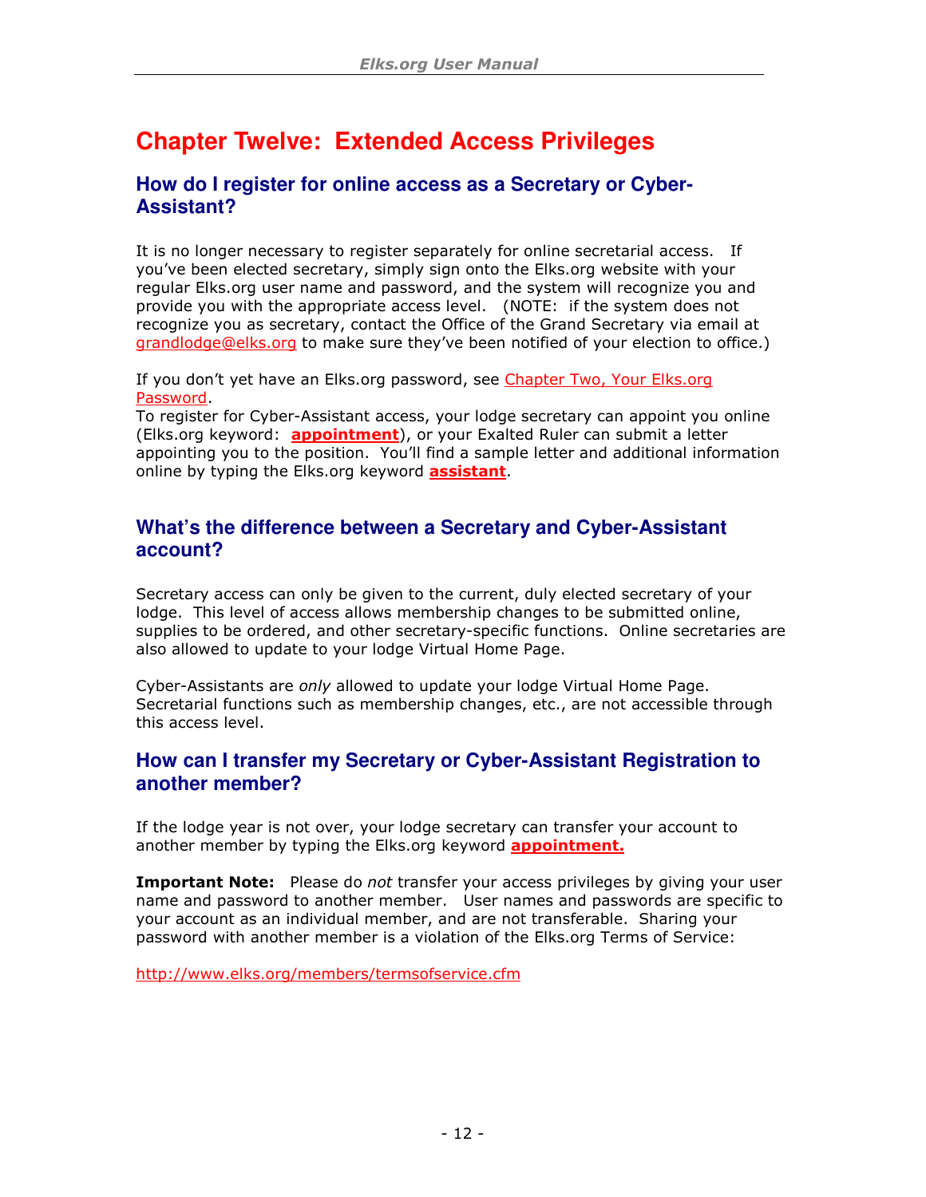# Chapter Twelve: Extended Access Privileges

## How do I register for online access as a Secretary or Cyber-Assistant?

It is no longer necessary to register separately for online secretarial access. If you've been elected secretary, simply sign onto the Elks.org website with your regular Elks.org user name and password, and the system will recognize you and provide you with the appropriate access level. (NOTE: if the system does not recognize you as secretary, contact the Office of the Grand Secretary via email at grandlodge@elks.org to make sure they've been notified of your election to office.)

If you don't yet have an Elks.org password, see Chapter Two, Your Elks.org Password.

To register for Cyber-Assistant access, your lodge secretary can appoint you online (Elks.org keyword: **appointment**), or your Exalted Ruler can submit a letter appointing you to the position. You'll find a sample letter and additional information online by typing the Elks.org keyword **assistant**.

## What's the difference between a Secretary and Cyber-Assistant account?

Secretary access can only be given to the current, duly elected secretary of your lodge. This level of access allows membership changes to be submitted online, supplies to be ordered, and other secretary-specific functions. Online secretaries are also allowed to update to your lodge Virtual Home Page.

Cyber-Assistants are *only* allowed to update your lodge Virtual Home Page. Secretarial functions such as membership changes, etc., are not accessible through this access level.

## How can I transfer my Secretary or Cyber-Assistant Registration to another member?

If the lodge year is not over, your lodge secretary can transfer your account to another member by typing the Elks.org keyword **appointment.**

**Important Note:** Please do *not* transfer your access privileges by giving your user name and password to another member. User names and passwords are specific to your account as an individual member, and are not transferable. Sharing your password with another member is a violation of the Elks.org Terms of Service:

http://www.elks.org/members/termsofservice.cfm